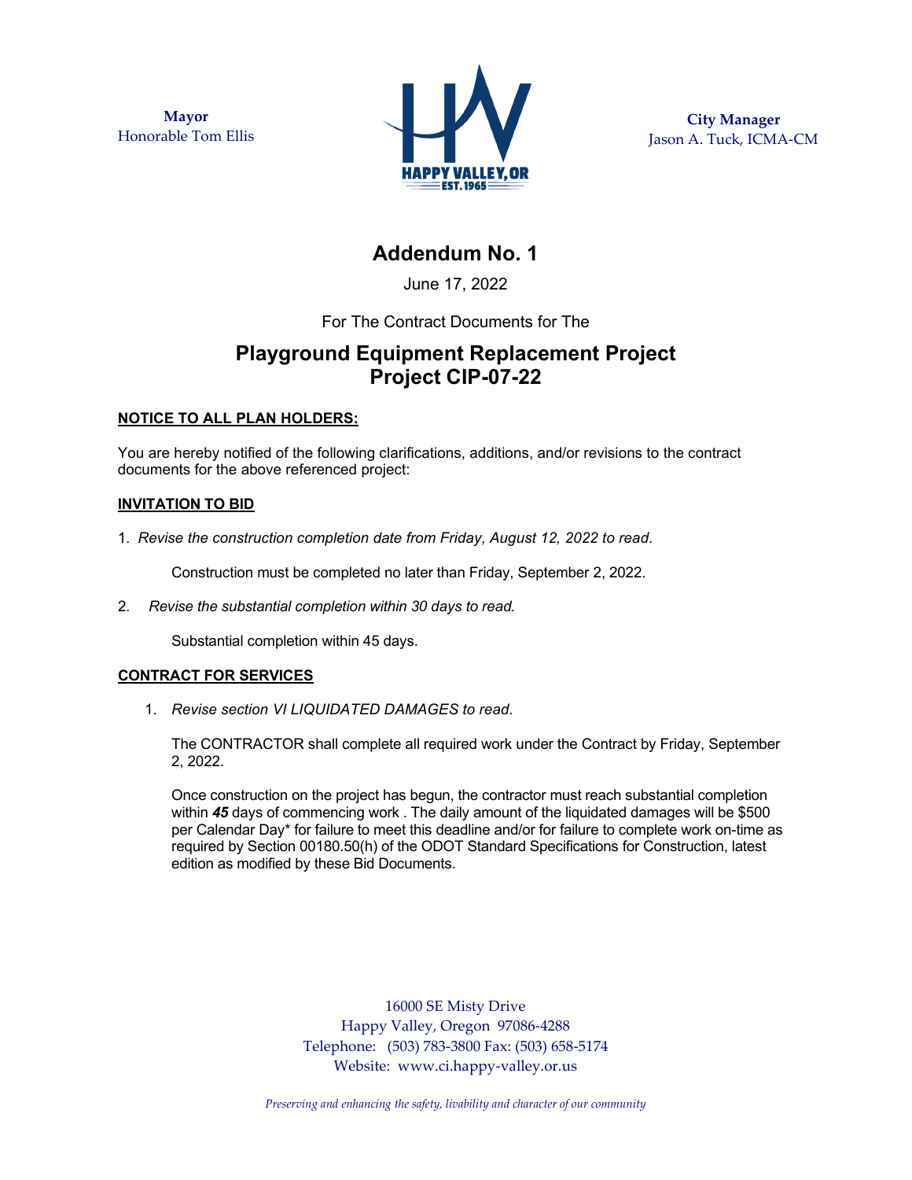**Mayor**
Honorable Tom Ellis

HAPPY VALLEY, OR
EST. 1965

**City Manager**
Jason A. Tuck, ICMA-CM

# Addendum No. 1

June 17, 2022

For The Contract Documents for The

## Playground Equipment Replacement Project
## Project CIP-07-22

**NOTICE TO ALL PLAN HOLDERS:**

You are hereby notified of the following clarifications, additions, and/or revisions to the contract documents for the above referenced project:

**INVITATION TO BID**

1. *Revise the construction completion date from Friday, August 12, 2022 to read*.

   Construction must be completed no later than Friday, September 2, 2022.

2. *Revise the substantial completion within 30 days to read.*

   Substantial completion within 45 days.

**CONTRACT FOR SERVICES**

1. *Revise section VI LIQUIDATED DAMAGES to read*.

   The CONTRACTOR shall complete all required work under the Contract by Friday, September 2, 2022.

   Once construction on the project has begun, the contractor must reach substantial completion within ***45*** days of commencing work . The daily amount of the liquidated damages will be $500 per Calendar Day* for failure to meet this deadline and/or for failure to complete work on-time as required by Section 00180.50(h) of the ODOT Standard Specifications for Construction, latest edition as modified by these Bid Documents.

16000 SE Misty Drive
Happy Valley, Oregon 97086-4288
Telephone: (503) 783-3800 Fax: (503) 658-5174
Website: www.ci.happy-valley.or.us

*Preserving and enhancing the safety, livability and character of our community*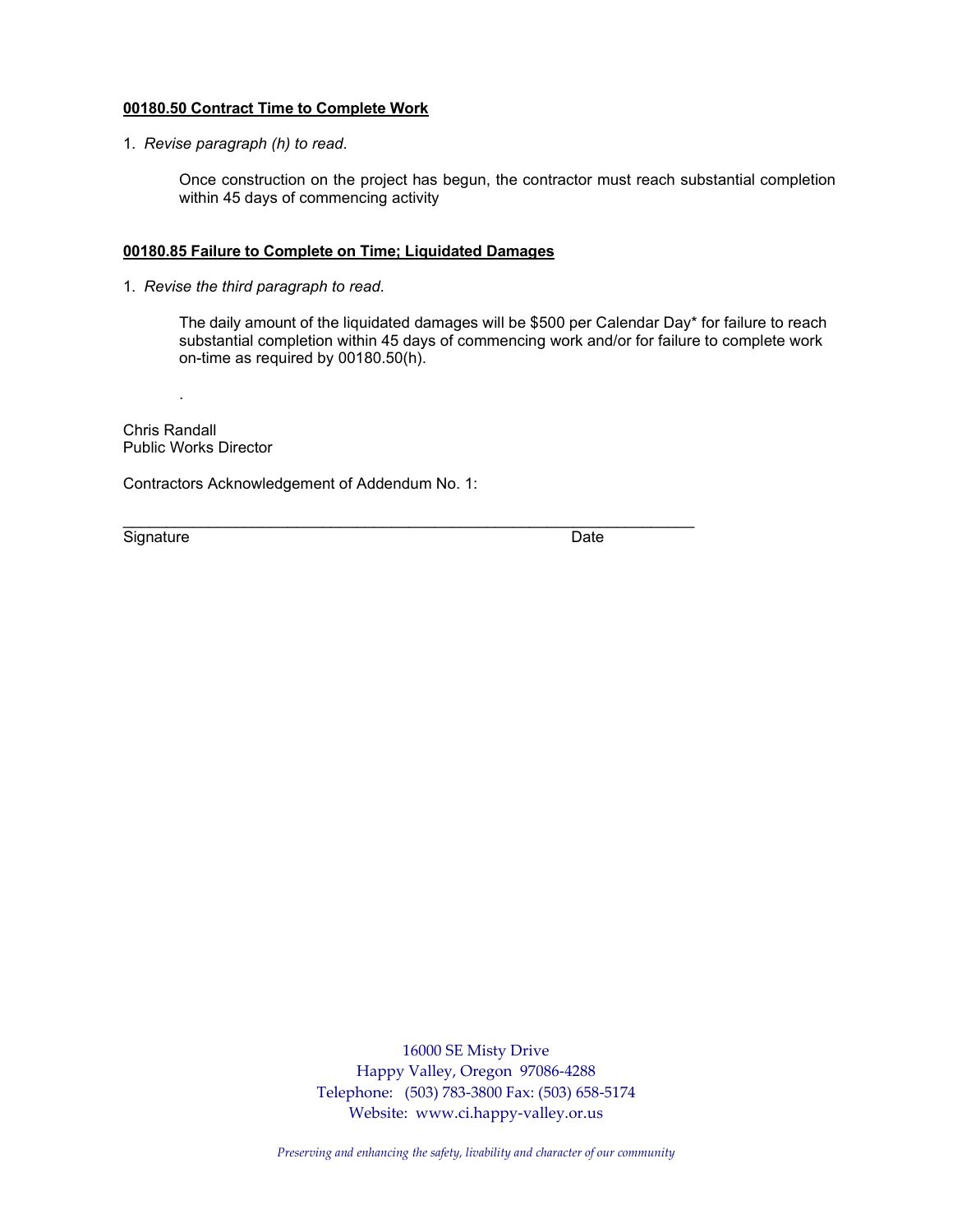**<u>00180.50 Contract Time to Complete Work</u>**

1. *Revise paragraph (h) to read*.

   Once construction on the project has begun, the contractor must reach substantial completion within 45 days of commencing activity

**<u>00180.85 Failure to Complete on Time; Liquidated Damages</u>**

1. *Revise the third paragraph to read*.

   The daily amount of the liquidated damages will be $500 per Calendar Day* for failure to reach substantial completion within 45 days of commencing work and/or for failure to complete work on-time as required by 00180.50(h).

   .

Chris Randall
Public Works Director

Contractors Acknowledgement of Addendum No. 1:

\_\_\_\_\_\_\_\_\_\_\_\_\_\_\_\_\_\_\_\_\_\_\_\_\_\_\_\_\_\_\_\_\_\_\_\_\_\_\_\_\_\_\_\_\_\_\_\_\_\_\_\_\_\_\_\_\_\_\_\_\_\_\_\_
Signature                                                                                    Date

16000 SE Misty Drive
Happy Valley, Oregon 97086-4288
Telephone: (503) 783-3800 Fax: (503) 658-5174
Website: www.ci.happy-valley.or.us

*Preserving and enhancing the safety, livability and character of our community*